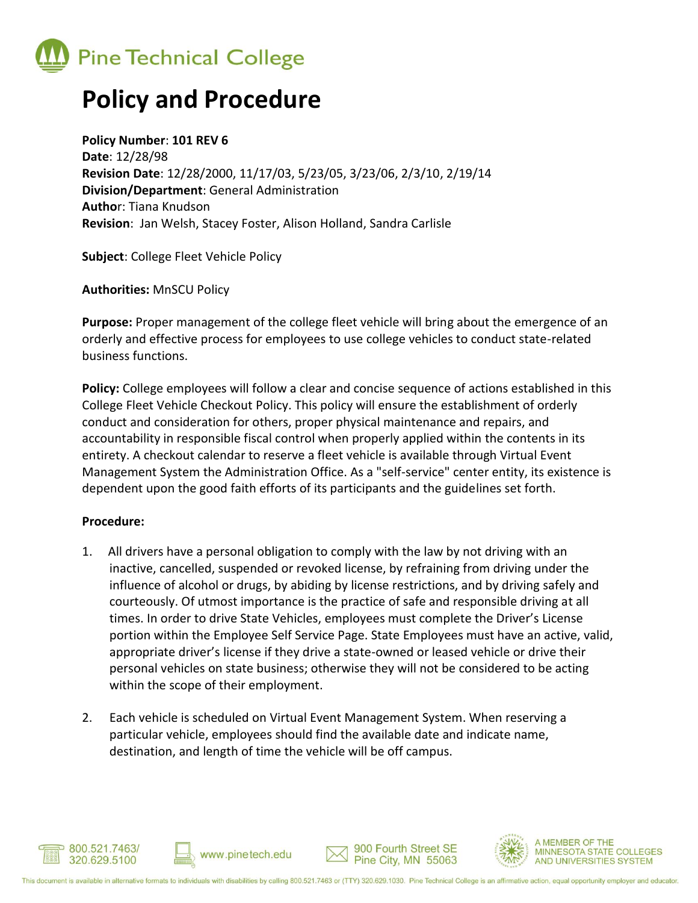Pine Technical College

# Policy and Procedure

**Policy Number**: **101 REV 6**
**Date**: 12/28/98
**Revision Date**: 12/28/2000, 11/17/03, 5/23/05, 3/23/06, 2/3/10, 2/19/14
**Division/Department**: General Administration
**Author**: Tiana Knudson
**Revision**: Jan Welsh, Stacey Foster, Alison Holland, Sandra Carlisle

**Subject**: College Fleet Vehicle Policy

**Authorities:** MnSCU Policy

**Purpose:** Proper management of the college fleet vehicle will bring about the emergence of an orderly and effective process for employees to use college vehicles to conduct state-related business functions.

**Policy:** College employees will follow a clear and concise sequence of actions established in this College Fleet Vehicle Checkout Policy. This policy will ensure the establishment of orderly conduct and consideration for others, proper physical maintenance and repairs, and accountability in responsible fiscal control when properly applied within the contents in its entirety. A checkout calendar to reserve a fleet vehicle is available through Virtual Event Management System the Administration Office. As a "self-service" center entity, its existence is dependent upon the good faith efforts of its participants and the guidelines set forth.

**Procedure:**

1. All drivers have a personal obligation to comply with the law by not driving with an inactive, cancelled, suspended or revoked license, by refraining from driving under the influence of alcohol or drugs, by abiding by license restrictions, and by driving safely and courteously. Of utmost importance is the practice of safe and responsible driving at all times. In order to drive State Vehicles, employees must complete the Driver's License portion within the Employee Self Service Page. State Employees must have an active, valid, appropriate driver's license if they drive a state-owned or leased vehicle or drive their personal vehicles on state business; otherwise they will not be considered to be acting within the scope of their employment.

2. Each vehicle is scheduled on Virtual Event Management System. When reserving a particular vehicle, employees should find the available date and indicate name, destination, and length of time the vehicle will be off campus.

800.521.7463/ 320.629.5100 | www.pinetech.edu | 900 Fourth Street SE Pine City, MN 55063 | A MEMBER OF THE MINNESOTA STATE COLLEGES AND UNIVERSITIES SYSTEM

This document is available in alternative formats to individuals with disabilities by calling 800.521.7463 or (TTY) 320.629.1030. Pine Technical College is an affirmative action, equal opportunity employer and educator.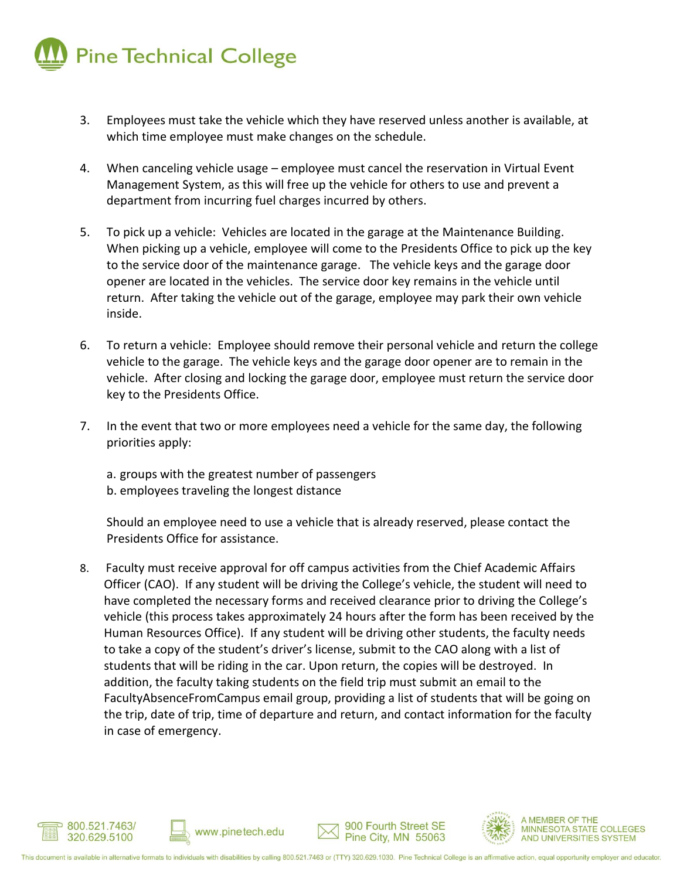3. Employees must take the vehicle which they have reserved unless another is available, at which time employee must make changes on the schedule.

4. When canceling vehicle usage – employee must cancel the reservation in Virtual Event Management System, as this will free up the vehicle for others to use and prevent a department from incurring fuel charges incurred by others.

5. To pick up a vehicle: Vehicles are located in the garage at the Maintenance Building. When picking up a vehicle, employee will come to the Presidents Office to pick up the key to the service door of the maintenance garage. The vehicle keys and the garage door opener are located in the vehicles. The service door key remains in the vehicle until return. After taking the vehicle out of the garage, employee may park their own vehicle inside.

6. To return a vehicle: Employee should remove their personal vehicle and return the college vehicle to the garage. The vehicle keys and the garage door opener are to remain in the vehicle. After closing and locking the garage door, employee must return the service door key to the Presidents Office.

7. In the event that two or more employees need a vehicle for the same day, the following priorities apply:

   a. groups with the greatest number of passengers
   b. employees traveling the longest distance

   Should an employee need to use a vehicle that is already reserved, please contact the Presidents Office for assistance.

8. Faculty must receive approval for off campus activities from the Chief Academic Affairs Officer (CAO). If any student will be driving the College's vehicle, the student will need to have completed the necessary forms and received clearance prior to driving the College's vehicle (this process takes approximately 24 hours after the form has been received by the Human Resources Office). If any student will be driving other students, the faculty needs to take a copy of the student's driver's license, submit to the CAO along with a list of students that will be riding in the car. Upon return, the copies will be destroyed. In addition, the faculty taking students on the field trip must submit an email to the FacultyAbsenceFromCampus email group, providing a list of students that will be going on the trip, date of trip, time of departure and return, and contact information for the faculty in case of emergency.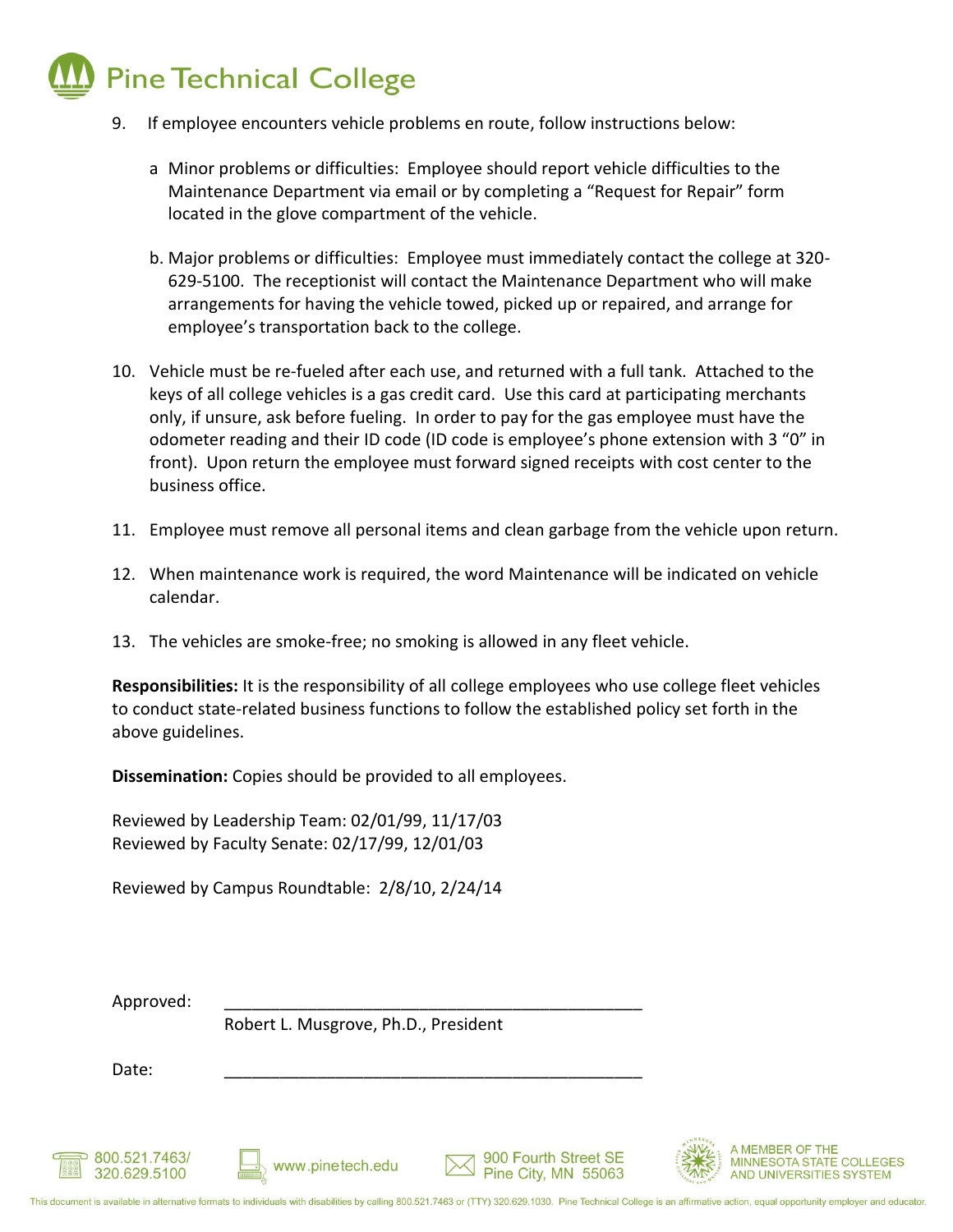9. If employee encounters vehicle problems en route, follow instructions below:

   a Minor problems or difficulties: Employee should report vehicle difficulties to the Maintenance Department via email or by completing a "Request for Repair" form located in the glove compartment of the vehicle.

   b. Major problems or difficulties: Employee must immediately contact the college at 320-629-5100. The receptionist will contact the Maintenance Department who will make arrangements for having the vehicle towed, picked up or repaired, and arrange for employee's transportation back to the college.

10. Vehicle must be re-fueled after each use, and returned with a full tank. Attached to the keys of all college vehicles is a gas credit card. Use this card at participating merchants only, if unsure, ask before fueling. In order to pay for the gas employee must have the odometer reading and their ID code (ID code is employee's phone extension with 3 "0" in front). Upon return the employee must forward signed receipts with cost center to the business office.

11. Employee must remove all personal items and clean garbage from the vehicle upon return.

12. When maintenance work is required, the word Maintenance will be indicated on vehicle calendar.

13. The vehicles are smoke-free; no smoking is allowed in any fleet vehicle.

**Responsibilities:** It is the responsibility of all college employees who use college fleet vehicles to conduct state-related business functions to follow the established policy set forth in the above guidelines.

**Dissemination:** Copies should be provided to all employees.

Reviewed by Leadership Team: 02/01/99, 11/17/03
Reviewed by Faculty Senate: 02/17/99, 12/01/03

Reviewed by Campus Roundtable: 2/8/10, 2/24/14

Approved: _______________________________________________
Robert L. Musgrove, Ph.D., President

Date: _______________________________________________